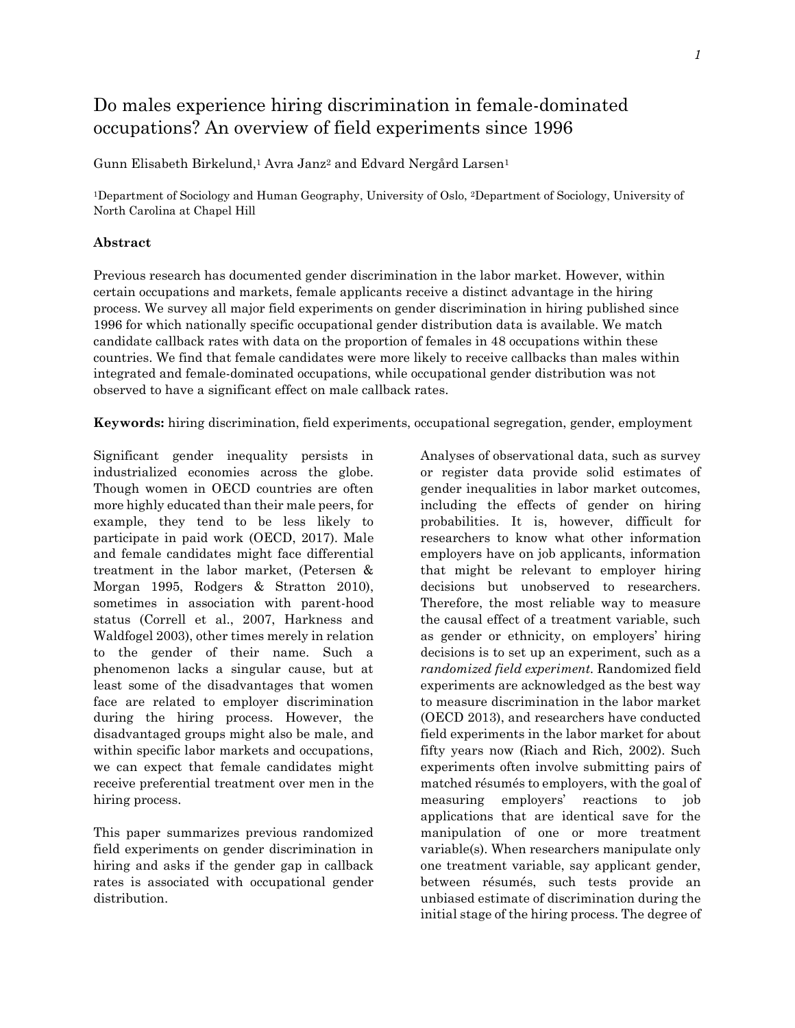# Do males experience hiring discrimination in female-dominated occupations? An overview of field experiments since 1996

Gunn Elisabeth Birkelund,[1] Avra Janz[2] and Edvard Nergård Larsen[1]

[1]Department of Sociology and Human Geography, University of Oslo, [2]Department of Sociology, University of North Carolina at Chapel Hill

**Abstract**

Previous research has documented gender discrimination in the labor market. However, within certain occupations and markets, female applicants receive a distinct advantage in the hiring process. We survey all major field experiments on gender discrimination in hiring published since 1996 for which nationally specific occupational gender distribution data is available. We match candidate callback rates with data on the proportion of females in 48 occupations within these countries. We find that female candidates were more likely to receive callbacks than males within integrated and female-dominated occupations, while occupational gender distribution was not observed to have a significant effect on male callback rates.

**Keywords:** hiring discrimination, field experiments, occupational segregation, gender, employment

Significant gender inequality persists in industrialized economies across the globe. Though women in OECD countries are often more highly educated than their male peers, for example, they tend to be less likely to participate in paid work (OECD, 2017). Male and female candidates might face differential treatment in the labor market, (Petersen & Morgan 1995, Rodgers & Stratton 2010), sometimes in association with parent-hood status (Correll et al., 2007, Harkness and Waldfogel 2003), other times merely in relation to the gender of their name. Such a phenomenon lacks a singular cause, but at least some of the disadvantages that women face are related to employer discrimination during the hiring process. However, the disadvantaged groups might also be male, and within specific labor markets and occupations, we can expect that female candidates might receive preferential treatment over men in the hiring process.

This paper summarizes previous randomized field experiments on gender discrimination in hiring and asks if the gender gap in callback rates is associated with occupational gender distribution.

Analyses of observational data, such as survey or register data provide solid estimates of gender inequalities in labor market outcomes, including the effects of gender on hiring probabilities. It is, however, difficult for researchers to know what other information employers have on job applicants, information that might be relevant to employer hiring decisions but unobserved to researchers. Therefore, the most reliable way to measure the causal effect of a treatment variable, such as gender or ethnicity, on employers' hiring decisions is to set up an experiment, such as a *randomized field experiment*. Randomized field experiments are acknowledged as the best way to measure discrimination in the labor market (OECD 2013), and researchers have conducted field experiments in the labor market for about fifty years now (Riach and Rich, 2002). Such experiments often involve submitting pairs of matched résumés to employers, with the goal of measuring employers' reactions to job applications that are identical save for the manipulation of one or more treatment variable(s). When researchers manipulate only one treatment variable, say applicant gender, between résumés, such tests provide an unbiased estimate of discrimination during the initial stage of the hiring process. The degree of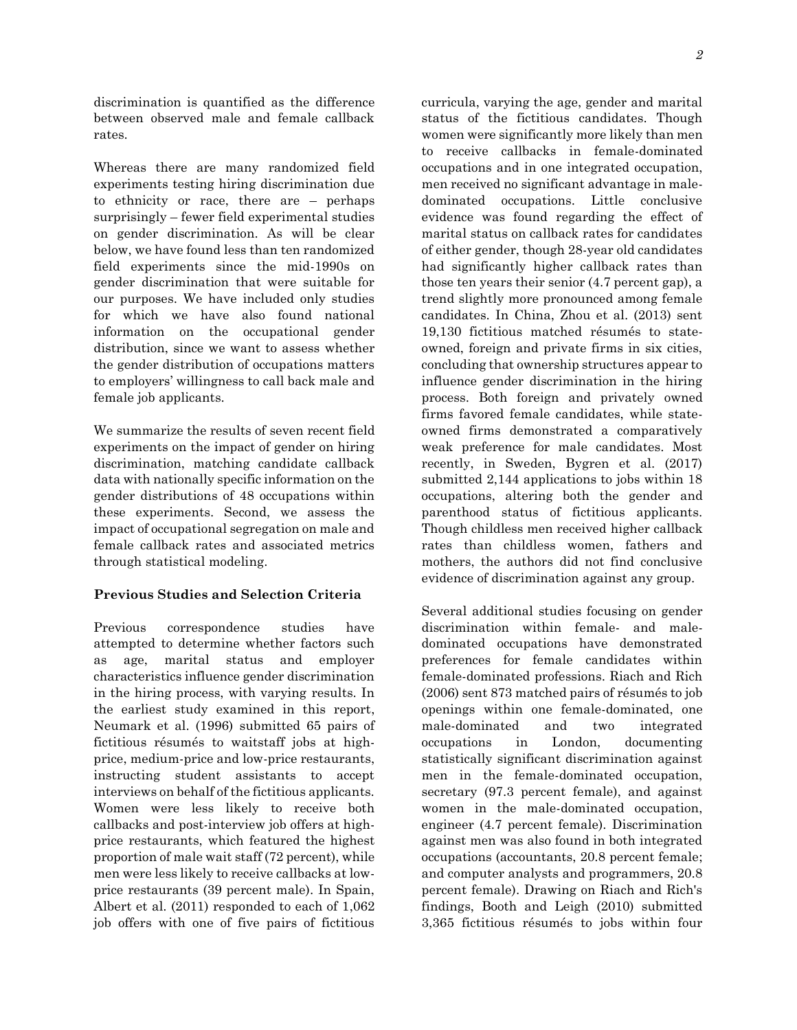discrimination is quantified as the difference between observed male and female callback rates.

Whereas there are many randomized field experiments testing hiring discrimination due to ethnicity or race, there are – perhaps surprisingly – fewer field experimental studies on gender discrimination. As will be clear below, we have found less than ten randomized field experiments since the mid-1990s on gender discrimination that were suitable for our purposes. We have included only studies for which we have also found national information on the occupational gender distribution, since we want to assess whether the gender distribution of occupations matters to employers' willingness to call back male and female job applicants.

We summarize the results of seven recent field experiments on the impact of gender on hiring discrimination, matching candidate callback data with nationally specific information on the gender distributions of 48 occupations within these experiments. Second, we assess the impact of occupational segregation on male and female callback rates and associated metrics through statistical modeling.

**Previous Studies and Selection Criteria**

Previous correspondence studies have attempted to determine whether factors such as age, marital status and employer characteristics influence gender discrimination in the hiring process, with varying results. In the earliest study examined in this report, Neumark et al. (1996) submitted 65 pairs of fictitious résumés to waitstaff jobs at high-price, medium-price and low-price restaurants, instructing student assistants to accept interviews on behalf of the fictitious applicants. Women were less likely to receive both callbacks and post-interview job offers at high-price restaurants, which featured the highest proportion of male wait staff (72 percent), while men were less likely to receive callbacks at low-price restaurants (39 percent male). In Spain, Albert et al. (2011) responded to each of 1,062 job offers with one of five pairs of fictitious curricula, varying the age, gender and marital status of the fictitious candidates. Though women were significantly more likely than men to receive callbacks in female-dominated occupations and in one integrated occupation, men received no significant advantage in male-dominated occupations. Little conclusive evidence was found regarding the effect of marital status on callback rates for candidates of either gender, though 28-year old candidates had significantly higher callback rates than those ten years their senior (4.7 percent gap), a trend slightly more pronounced among female candidates. In China, Zhou et al. (2013) sent 19,130 fictitious matched résumés to state-owned, foreign and private firms in six cities, concluding that ownership structures appear to influence gender discrimination in the hiring process. Both foreign and privately owned firms favored female candidates, while state-owned firms demonstrated a comparatively weak preference for male candidates. Most recently, in Sweden, Bygren et al. (2017) submitted 2,144 applications to jobs within 18 occupations, altering both the gender and parenthood status of fictitious applicants. Though childless men received higher callback rates than childless women, fathers and mothers, the authors did not find conclusive evidence of discrimination against any group.

Several additional studies focusing on gender discrimination within female- and male-dominated occupations have demonstrated preferences for female candidates within female-dominated professions. Riach and Rich (2006) sent 873 matched pairs of résumés to job openings within one female-dominated, one male-dominated and two integrated occupations in London, documenting statistically significant discrimination against men in the female-dominated occupation, secretary (97.3 percent female), and against women in the male-dominated occupation, engineer (4.7 percent female). Discrimination against men was also found in both integrated occupations (accountants, 20.8 percent female; and computer analysts and programmers, 20.8 percent female). Drawing on Riach and Rich's findings, Booth and Leigh (2010) submitted 3,365 fictitious résumés to jobs within four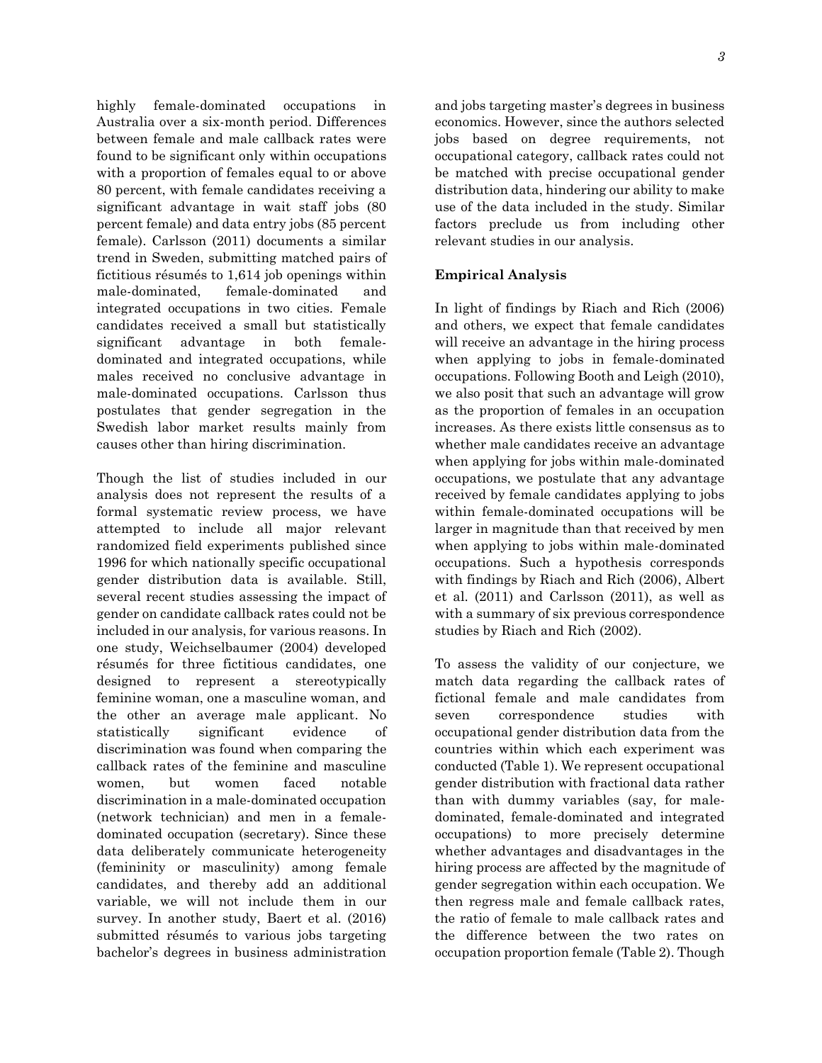highly female-dominated occupations in Australia over a six-month period. Differences between female and male callback rates were found to be significant only within occupations with a proportion of females equal to or above 80 percent, with female candidates receiving a significant advantage in wait staff jobs (80 percent female) and data entry jobs (85 percent female). Carlsson (2011) documents a similar trend in Sweden, submitting matched pairs of fictitious résumés to 1,614 job openings within male-dominated, female-dominated and integrated occupations in two cities. Female candidates received a small but statistically significant advantage in both female-dominated and integrated occupations, while males received no conclusive advantage in male-dominated occupations. Carlsson thus postulates that gender segregation in the Swedish labor market results mainly from causes other than hiring discrimination.

Though the list of studies included in our analysis does not represent the results of a formal systematic review process, we have attempted to include all major relevant randomized field experiments published since 1996 for which nationally specific occupational gender distribution data is available. Still, several recent studies assessing the impact of gender on candidate callback rates could not be included in our analysis, for various reasons. In one study, Weichselbaumer (2004) developed résumés for three fictitious candidates, one designed to represent a stereotypically feminine woman, one a masculine woman, and the other an average male applicant. No statistically significant evidence of discrimination was found when comparing the callback rates of the feminine and masculine women, but women faced notable discrimination in a male-dominated occupation (network technician) and men in a female-dominated occupation (secretary). Since these data deliberately communicate heterogeneity (femininity or masculinity) among female candidates, and thereby add an additional variable, we will not include them in our survey. In another study, Baert et al. (2016) submitted résumés to various jobs targeting bachelor's degrees in business administration and jobs targeting master's degrees in business economics. However, since the authors selected jobs based on degree requirements, not occupational category, callback rates could not be matched with precise occupational gender distribution data, hindering our ability to make use of the data included in the study. Similar factors preclude us from including other relevant studies in our analysis.

**Empirical Analysis**

In light of findings by Riach and Rich (2006) and others, we expect that female candidates will receive an advantage in the hiring process when applying to jobs in female-dominated occupations. Following Booth and Leigh (2010), we also posit that such an advantage will grow as the proportion of females in an occupation increases. As there exists little consensus as to whether male candidates receive an advantage when applying for jobs within male-dominated occupations, we postulate that any advantage received by female candidates applying to jobs within female-dominated occupations will be larger in magnitude than that received by men when applying to jobs within male-dominated occupations. Such a hypothesis corresponds with findings by Riach and Rich (2006), Albert et al. (2011) and Carlsson (2011), as well as with a summary of six previous correspondence studies by Riach and Rich (2002).

To assess the validity of our conjecture, we match data regarding the callback rates of fictional female and male candidates from seven correspondence studies with occupational gender distribution data from the countries within which each experiment was conducted (Table 1). We represent occupational gender distribution with fractional data rather than with dummy variables (say, for male-dominated, female-dominated and integrated occupations) to more precisely determine whether advantages and disadvantages in the hiring process are affected by the magnitude of gender segregation within each occupation. We then regress male and female callback rates, the ratio of female to male callback rates and the difference between the two rates on occupation proportion female (Table 2). Though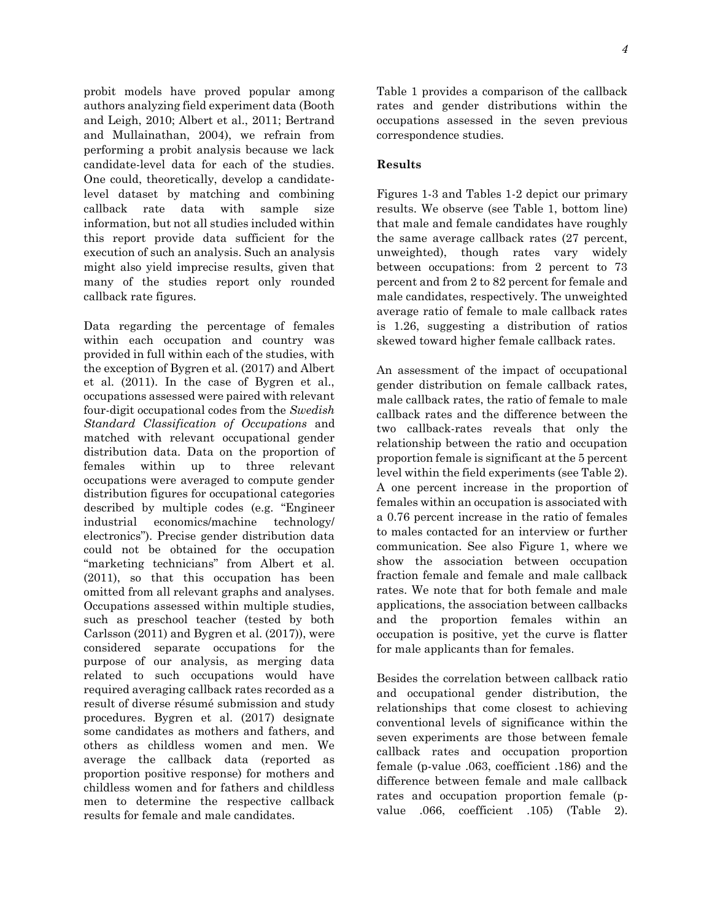probit models have proved popular among authors analyzing field experiment data (Booth and Leigh, 2010; Albert et al., 2011; Bertrand and Mullainathan, 2004), we refrain from performing a probit analysis because we lack candidate-level data for each of the studies. One could, theoretically, develop a candidate-level dataset by matching and combining callback rate data with sample size information, but not all studies included within this report provide data sufficient for the execution of such an analysis. Such an analysis might also yield imprecise results, given that many of the studies report only rounded callback rate figures.

Data regarding the percentage of females within each occupation and country was provided in full within each of the studies, with the exception of Bygren et al. (2017) and Albert et al. (2011). In the case of Bygren et al., occupations assessed were paired with relevant four-digit occupational codes from the *Swedish Standard Classification of Occupations* and matched with relevant occupational gender distribution data. Data on the proportion of females within up to three relevant occupations were averaged to compute gender distribution figures for occupational categories described by multiple codes (e.g. "Engineer industrial economics/machine technology/ electronics"). Precise gender distribution data could not be obtained for the occupation "marketing technicians" from Albert et al. (2011), so that this occupation has been omitted from all relevant graphs and analyses. Occupations assessed within multiple studies, such as preschool teacher (tested by both Carlsson (2011) and Bygren et al. (2017)), were considered separate occupations for the purpose of our analysis, as merging data related to such occupations would have required averaging callback rates recorded as a result of diverse résumé submission and study procedures. Bygren et al. (2017) designate some candidates as mothers and fathers, and others as childless women and men. We average the callback data (reported as proportion positive response) for mothers and childless women and for fathers and childless men to determine the respective callback results for female and male candidates.

Table 1 provides a comparison of the callback rates and gender distributions within the occupations assessed in the seven previous correspondence studies.

## Results

Figures 1-3 and Tables 1-2 depict our primary results. We observe (see Table 1, bottom line) that male and female candidates have roughly the same average callback rates (27 percent, unweighted), though rates vary widely between occupations: from 2 percent to 73 percent and from 2 to 82 percent for female and male candidates, respectively. The unweighted average ratio of female to male callback rates is 1.26, suggesting a distribution of ratios skewed toward higher female callback rates.

An assessment of the impact of occupational gender distribution on female callback rates, male callback rates, the ratio of female to male callback rates and the difference between the two callback-rates reveals that only the relationship between the ratio and occupation proportion female is significant at the 5 percent level within the field experiments (see Table 2). A one percent increase in the proportion of females within an occupation is associated with a 0.76 percent increase in the ratio of females to males contacted for an interview or further communication. See also Figure 1, where we show the association between occupation fraction female and female and male callback rates. We note that for both female and male applications, the association between callbacks and the proportion females within an occupation is positive, yet the curve is flatter for male applicants than for females.

Besides the correlation between callback ratio and occupational gender distribution, the relationships that come closest to achieving conventional levels of significance within the seven experiments are those between female callback rates and occupation proportion female (p-value .063, coefficient .186) and the difference between female and male callback rates and occupation proportion female (p-value .066, coefficient .105) (Table 2).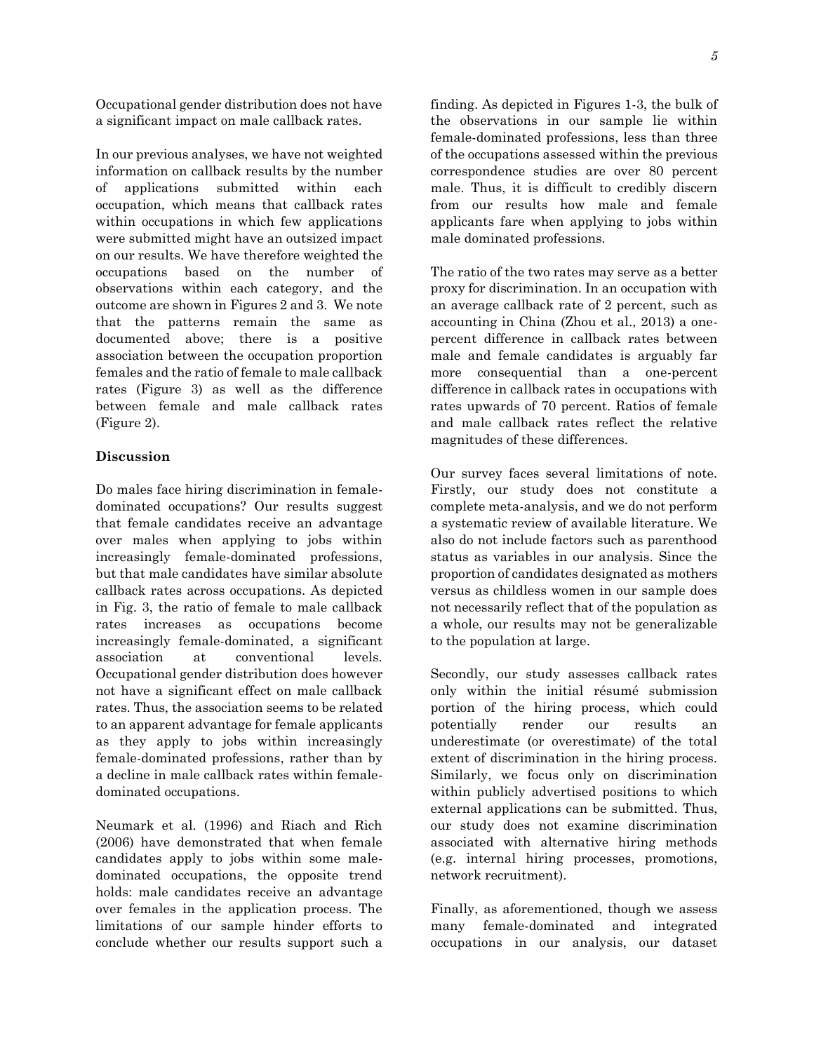Occupational gender distribution does not have a significant impact on male callback rates.

In our previous analyses, we have not weighted information on callback results by the number of applications submitted within each occupation, which means that callback rates within occupations in which few applications were submitted might have an outsized impact on our results. We have therefore weighted the occupations based on the number of observations within each category, and the outcome are shown in Figures 2 and 3. We note that the patterns remain the same as documented above; there is a positive association between the occupation proportion females and the ratio of female to male callback rates (Figure 3) as well as the difference between female and male callback rates (Figure 2).

## Discussion

Do males face hiring discrimination in female-dominated occupations? Our results suggest that female candidates receive an advantage over males when applying to jobs within increasingly female-dominated professions, but that male candidates have similar absolute callback rates across occupations. As depicted in Fig. 3, the ratio of female to male callback rates increases as occupations become increasingly female-dominated, a significant association at conventional levels. Occupational gender distribution does however not have a significant effect on male callback rates. Thus, the association seems to be related to an apparent advantage for female applicants as they apply to jobs within increasingly female-dominated professions, rather than by a decline in male callback rates within female-dominated occupations.

Neumark et al. (1996) and Riach and Rich (2006) have demonstrated that when female candidates apply to jobs within some male-dominated occupations, the opposite trend holds: male candidates receive an advantage over females in the application process. The limitations of our sample hinder efforts to conclude whether our results support such a finding. As depicted in Figures 1-3, the bulk of the observations in our sample lie within female-dominated professions, less than three of the occupations assessed within the previous correspondence studies are over 80 percent male. Thus, it is difficult to credibly discern from our results how male and female applicants fare when applying to jobs within male dominated professions.

The ratio of the two rates may serve as a better proxy for discrimination. In an occupation with an average callback rate of 2 percent, such as accounting in China (Zhou et al., 2013) a one-percent difference in callback rates between male and female candidates is arguably far more consequential than a one-percent difference in callback rates in occupations with rates upwards of 70 percent. Ratios of female and male callback rates reflect the relative magnitudes of these differences.

Our survey faces several limitations of note. Firstly, our study does not constitute a complete meta-analysis, and we do not perform a systematic review of available literature. We also do not include factors such as parenthood status as variables in our analysis. Since the proportion of candidates designated as mothers versus as childless women in our sample does not necessarily reflect that of the population as a whole, our results may not be generalizable to the population at large.

Secondly, our study assesses callback rates only within the initial résumé submission portion of the hiring process, which could potentially render our results an underestimate (or overestimate) of the total extent of discrimination in the hiring process. Similarly, we focus only on discrimination within publicly advertised positions to which external applications can be submitted. Thus, our study does not examine discrimination associated with alternative hiring methods (e.g. internal hiring processes, promotions, network recruitment).

Finally, as aforementioned, though we assess many female-dominated and integrated occupations in our analysis, our dataset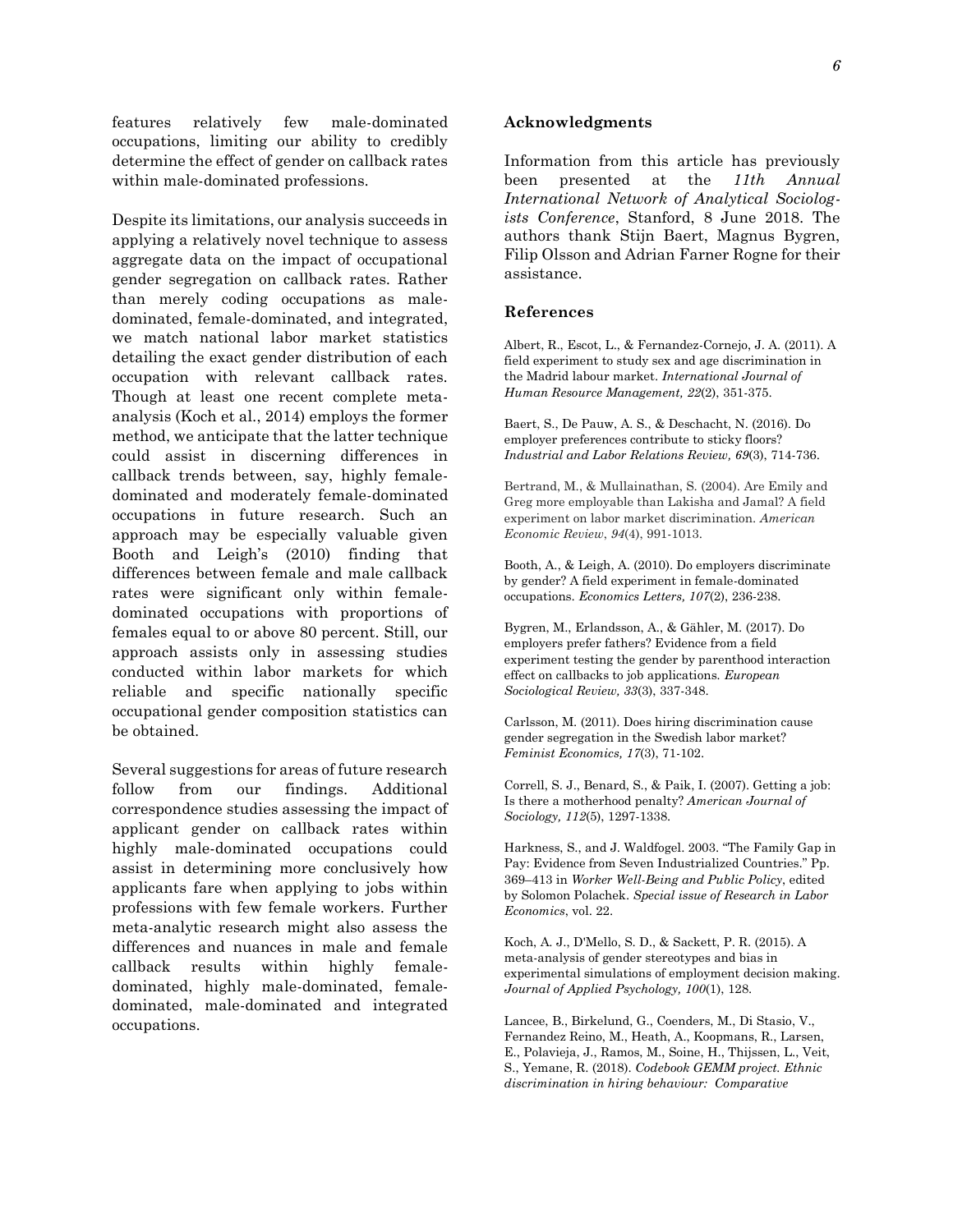features relatively few male-dominated occupations, limiting our ability to credibly determine the effect of gender on callback rates within male-dominated professions.

Despite its limitations, our analysis succeeds in applying a relatively novel technique to assess aggregate data on the impact of occupational gender segregation on callback rates. Rather than merely coding occupations as male-dominated, female-dominated, and integrated, we match national labor market statistics detailing the exact gender distribution of each occupation with relevant callback rates. Though at least one recent complete meta-analysis (Koch et al., 2014) employs the former method, we anticipate that the latter technique could assist in discerning differences in callback trends between, say, highly female-dominated and moderately female-dominated occupations in future research. Such an approach may be especially valuable given Booth and Leigh's (2010) finding that differences between female and male callback rates were significant only within female-dominated occupations with proportions of females equal to or above 80 percent. Still, our approach assists only in assessing studies conducted within labor markets for which reliable and specific nationally specific occupational gender composition statistics can be obtained.

Several suggestions for areas of future research follow from our findings. Additional correspondence studies assessing the impact of applicant gender on callback rates within highly male-dominated occupations could assist in determining more conclusively how applicants fare when applying to jobs within professions with few female workers. Further meta-analytic research might also assess the differences and nuances in male and female callback results within highly female-dominated, highly male-dominated, female-dominated, male-dominated and integrated occupations.

## Acknowledgments

Information from this article has previously been presented at the *11th Annual International Network of Analytical Sociologists Conference*, Stanford, 8 June 2018. The authors thank Stijn Baert, Magnus Bygren, Filip Olsson and Adrian Farner Rogne for their assistance.

## References

Albert, R., Escot, L., & Fernandez-Cornejo, J. A. (2011). A field experiment to study sex and age discrimination in the Madrid labour market. *International Journal of Human Resource Management, 22*(2), 351-375.

Baert, S., De Pauw, A. S., & Deschacht, N. (2016). Do employer preferences contribute to sticky floors? *Industrial and Labor Relations Review, 69*(3), 714-736.

Bertrand, M., & Mullainathan, S. (2004). Are Emily and Greg more employable than Lakisha and Jamal? A field experiment on labor market discrimination. *American Economic Review*, *94*(4), 991-1013.

Booth, A., & Leigh, A. (2010). Do employers discriminate by gender? A field experiment in female-dominated occupations. *Economics Letters, 107*(2), 236-238.

Bygren, M., Erlandsson, A., & Gähler, M. (2017). Do employers prefer fathers? Evidence from a field experiment testing the gender by parenthood interaction effect on callbacks to job applications. *European Sociological Review, 33*(3), 337-348.

Carlsson, M. (2011). Does hiring discrimination cause gender segregation in the Swedish labor market? *Feminist Economics, 17*(3), 71-102.

Correll, S. J., Benard, S., & Paik, I. (2007). Getting a job: Is there a motherhood penalty? *American Journal of Sociology, 112*(5), 1297-1338.

Harkness, S., and J. Waldfogel. 2003. "The Family Gap in Pay: Evidence from Seven Industrialized Countries." Pp. 369–413 in *Worker Well-Being and Public Policy*, edited by Solomon Polachek. *Special issue of Research in Labor Economics*, vol. 22.

Koch, A. J., D'Mello, S. D., & Sackett, P. R. (2015). A meta-analysis of gender stereotypes and bias in experimental simulations of employment decision making. *Journal of Applied Psychology, 100*(1), 128.

Lancee, B., Birkelund, G., Coenders, M., Di Stasio, V., Fernandez Reino, M., Heath, A., Koopmans, R., Larsen, E., Polavieja, J., Ramos, M., Soine, H., Thijssen, L., Veit, S., Yemane, R. (2018). *Codebook GEMM project. Ethnic discrimination in hiring behaviour: Comparative*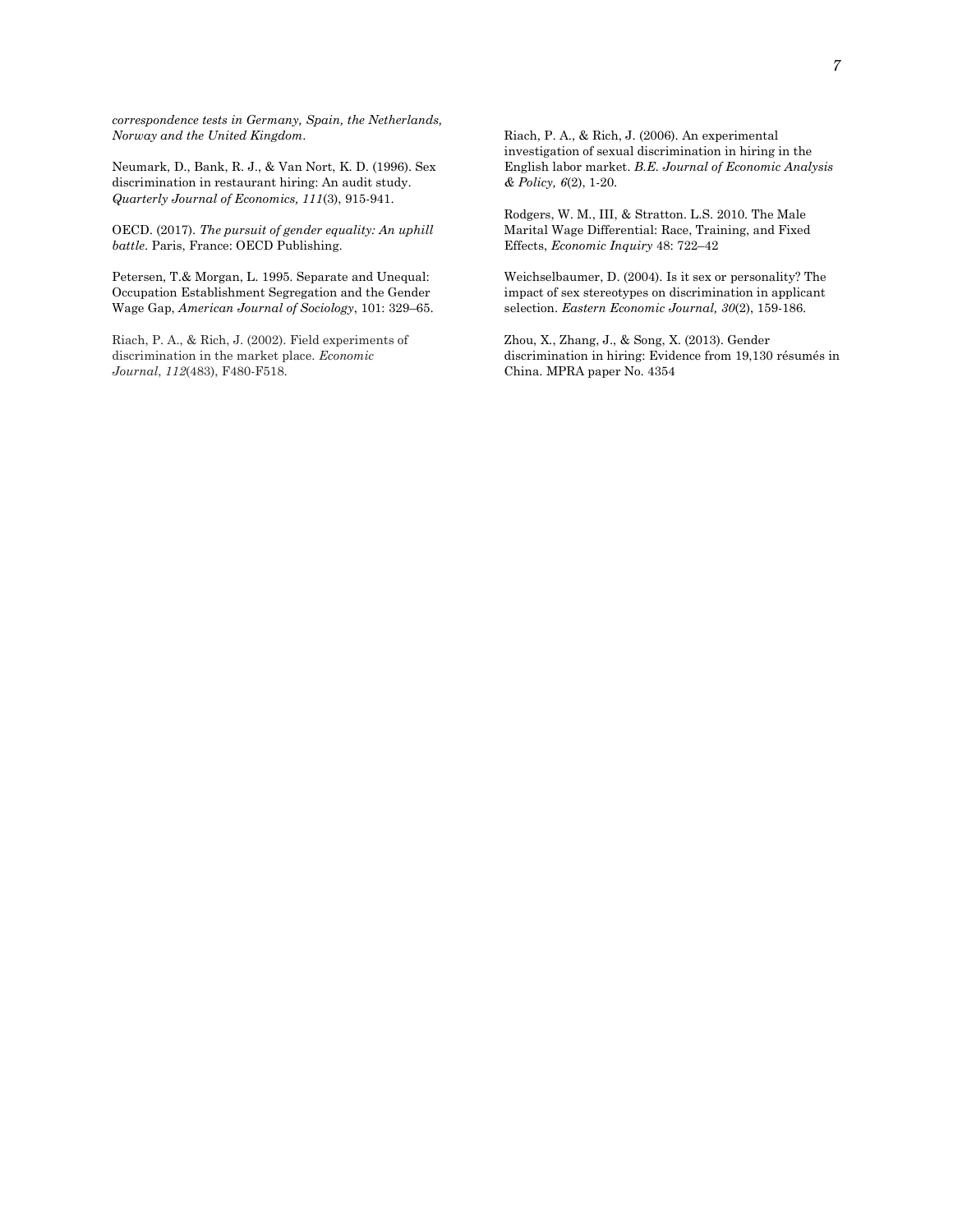*correspondence tests in Germany, Spain, the Netherlands, Norway and the United Kingdom*.

Neumark, D., Bank, R. J., & Van Nort, K. D. (1996). Sex discrimination in restaurant hiring: An audit study. *Quarterly Journal of Economics, 111*(3), 915-941.

OECD. (2017). *The pursuit of gender equality: An uphill battle*. Paris, France: OECD Publishing.

Petersen, T.& Morgan, L. 1995. Separate and Unequal: Occupation Establishment Segregation and the Gender Wage Gap, *American Journal of Sociology*, 101: 329–65.

Riach, P. A., & Rich, J. (2002). Field experiments of discrimination in the market place. *Economic Journal*, *112*(483), F480-F518.

Riach, P. A., & Rich, J. (2006). An experimental investigation of sexual discrimination in hiring in the English labor market. *B.E. Journal of Economic Analysis & Policy, 6*(2), 1-20.

Rodgers, W. M., III, & Stratton. L.S. 2010. The Male Marital Wage Differential: Race, Training, and Fixed Effects, *Economic Inquiry* 48: 722–42

Weichselbaumer, D. (2004). Is it sex or personality? The impact of sex stereotypes on discrimination in applicant selection. *Eastern Economic Journal, 30*(2), 159-186.

Zhou, X., Zhang, J., & Song, X. (2013). Gender discrimination in hiring: Evidence from 19,130 résumés in China. MPRA paper No. 4354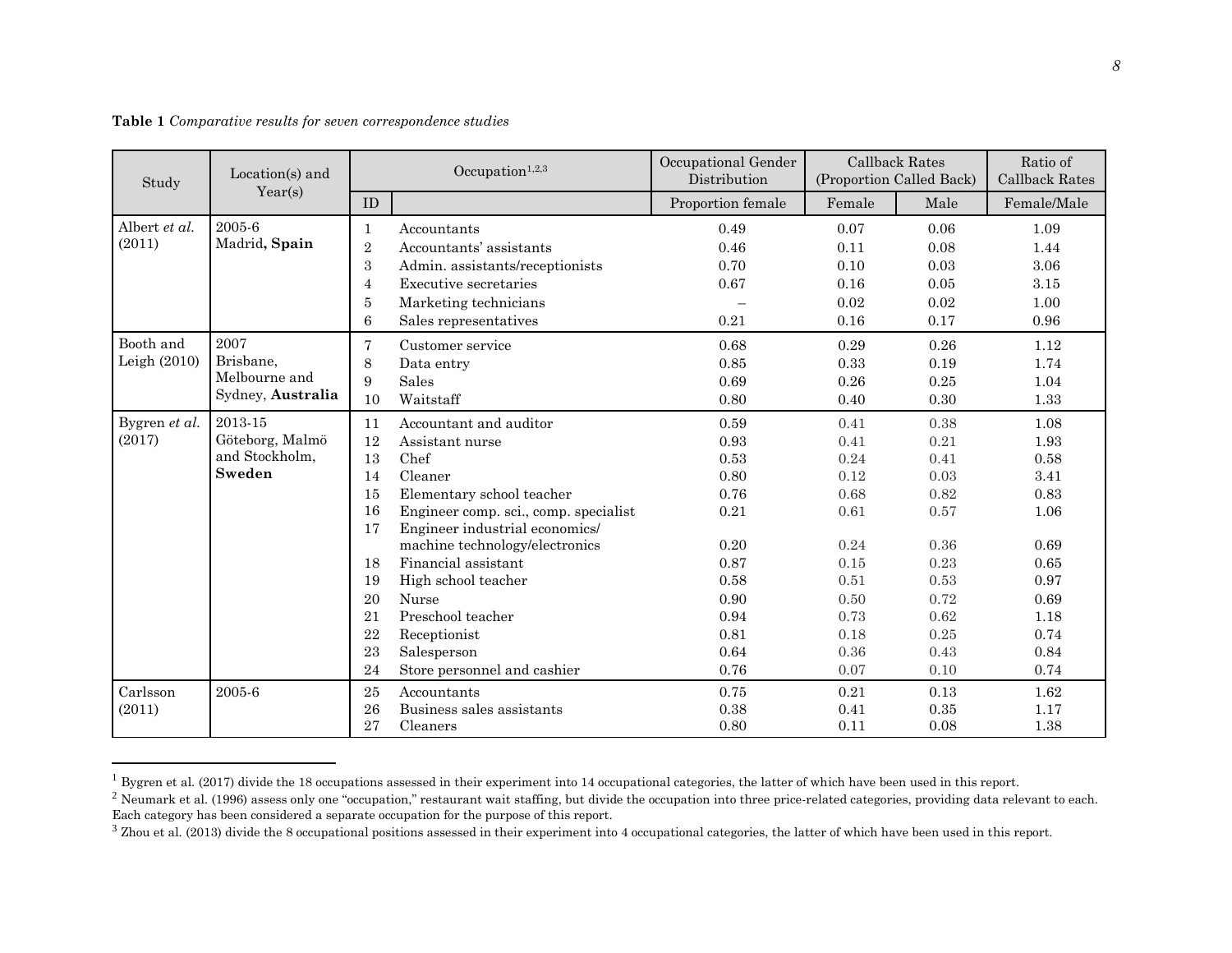**Table 1** *Comparative results for seven correspondence studies*

| Study | Location(s) and Year(s) | Occupation[1,2,3] | | Occupational Gender Distribution | Callback Rates (Proportion Called Back) | | Ratio of Callback Rates |
|---|---|---|---|---|---|---|---|
| | | ID | | Proportion female | Female | Male | Female/Male |
| Albert *et al.* (2011) | 2005-6 Madrid**, Spain** | 1 | Accountants | 0.49 | 0.07 | 0.06 | 1.09 |
| | | 2 | Accountants' assistants | 0.46 | 0.11 | 0.08 | 1.44 |
| | | 3 | Admin. assistants/receptionists | 0.70 | 0.10 | 0.03 | 3.06 |
| | | 4 | Executive secretaries | 0.67 | 0.16 | 0.05 | 3.15 |
| | | 5 | Marketing technicians | – | 0.02 | 0.02 | 1.00 |
| | | 6 | Sales representatives | 0.21 | 0.16 | 0.17 | 0.96 |
| Booth and Leigh (2010) | 2007 Brisbane, Melbourne and Sydney, **Australia** | 7 | Customer service | 0.68 | 0.29 | 0.26 | 1.12 |
| | | 8 | Data entry | 0.85 | 0.33 | 0.19 | 1.74 |
| | | 9 | Sales | 0.69 | 0.26 | 0.25 | 1.04 |
| | | 10 | Waitstaff | 0.80 | 0.40 | 0.30 | 1.33 |
| Bygren *et al.* (2017) | 2013-15 Göteborg, Malmö and Stockholm, **Sweden** | 11 | Accountant and auditor | 0.59 | 0.41 | 0.38 | 1.08 |
| | | 12 | Assistant nurse | 0.93 | 0.41 | 0.21 | 1.93 |
| | | 13 | Chef | 0.53 | 0.24 | 0.41 | 0.58 |
| | | 14 | Cleaner | 0.80 | 0.12 | 0.03 | 3.41 |
| | | 15 | Elementary school teacher | 0.76 | 0.68 | 0.82 | 0.83 |
| | | 16 | Engineer comp. sci., comp. specialist | 0.21 | 0.61 | 0.57 | 1.06 |
| | | 17 | Engineer industrial economics/ machine technology/electronics | 0.20 | 0.24 | 0.36 | 0.69 |
| | | 18 | Financial assistant | 0.87 | 0.15 | 0.23 | 0.65 |
| | | 19 | High school teacher | 0.58 | 0.51 | 0.53 | 0.97 |
| | | 20 | Nurse | 0.90 | 0.50 | 0.72 | 0.69 |
| | | 21 | Preschool teacher | 0.94 | 0.73 | 0.62 | 1.18 |
| | | 22 | Receptionist | 0.81 | 0.18 | 0.25 | 0.74 |
| | | 23 | Salesperson | 0.64 | 0.36 | 0.43 | 0.84 |
| | | 24 | Store personnel and cashier | 0.76 | 0.07 | 0.10 | 0.74 |
| Carlsson (2011) | 2005-6 | 25 | Accountants | 0.75 | 0.21 | 0.13 | 1.62 |
| | | 26 | Business sales assistants | 0.38 | 0.41 | 0.35 | 1.17 |
| | | 27 | Cleaners | 0.80 | 0.11 | 0.08 | 1.38 |

[1] Bygren et al. (2017) divide the 18 occupations assessed in their experiment into 14 occupational categories, the latter of which have been used in this report.

[2] Neumark et al. (1996) assess only one "occupation," restaurant wait staffing, but divide the occupation into three price-related categories, providing data relevant to each. Each category has been considered a separate occupation for the purpose of this report.

[3] Zhou et al. (2013) divide the 8 occupational positions assessed in their experiment into 4 occupational categories, the latter of which have been used in this report.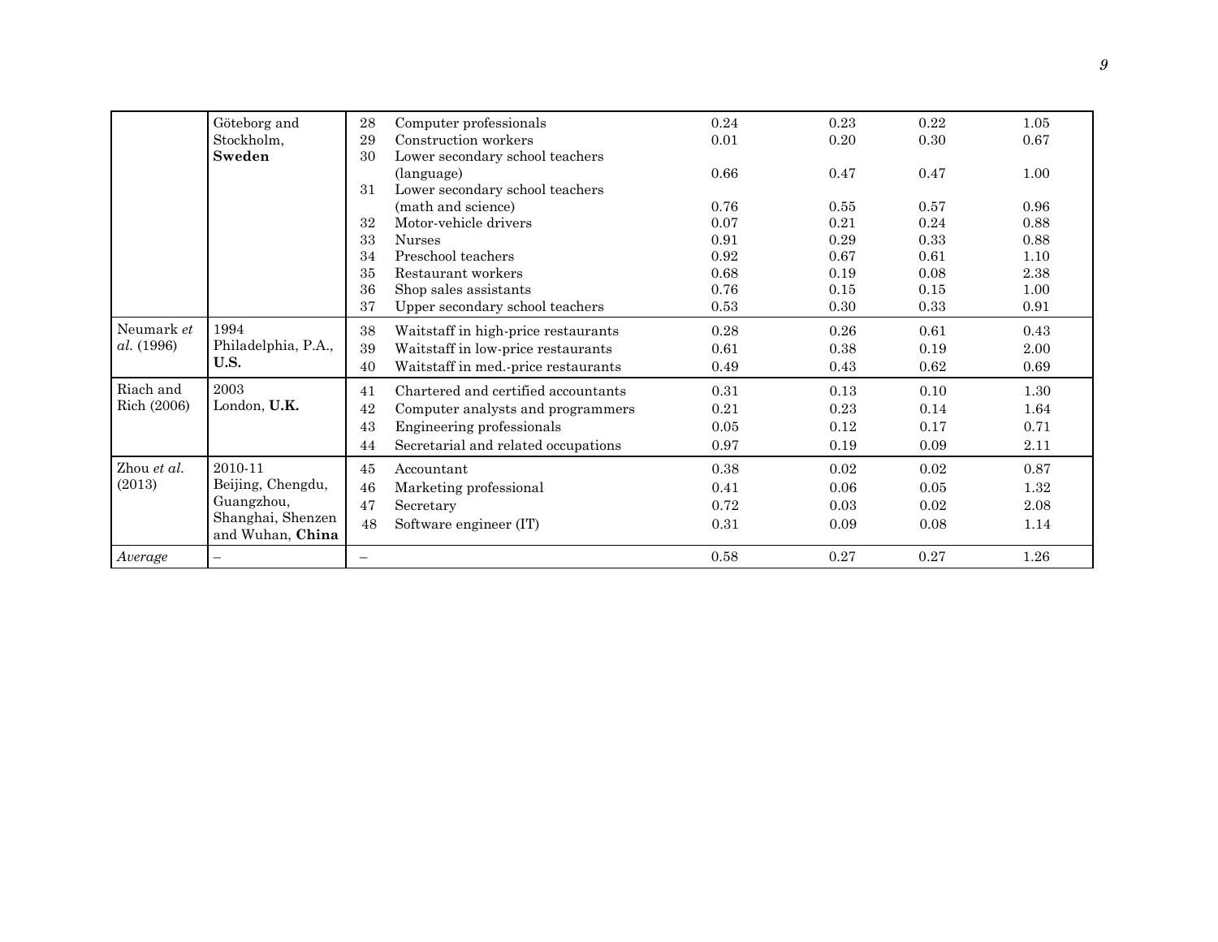| | | | | | | | |
|---|---|---|---|---|---|---|---|
| | Göteborg and Stockholm, **Sweden** | 28 | Computer professionals | 0.24 | 0.23 | 0.22 | 1.05 |
| | | 29 | Construction workers | 0.01 | 0.20 | 0.30 | 0.67 |
| | | 30 | Lower secondary school teachers (language) | 0.66 | 0.47 | 0.47 | 1.00 |
| | | 31 | Lower secondary school teachers (math and science) | 0.76 | 0.55 | 0.57 | 0.96 |
| | | 32 | Motor-vehicle drivers | 0.07 | 0.21 | 0.24 | 0.88 |
| | | 33 | Nurses | 0.91 | 0.29 | 0.33 | 0.88 |
| | | 34 | Preschool teachers | 0.92 | 0.67 | 0.61 | 1.10 |
| | | 35 | Restaurant workers | 0.68 | 0.19 | 0.08 | 2.38 |
| | | 36 | Shop sales assistants | 0.76 | 0.15 | 0.15 | 1.00 |
| | | 37 | Upper secondary school teachers | 0.53 | 0.30 | 0.33 | 0.91 |
| Neumark *et al.* (1996) | 1994 Philadelphia, P.A., **U.S.** | 38 | Waitstaff in high-price restaurants | 0.28 | 0.26 | 0.61 | 0.43 |
| | | 39 | Waitstaff in low-price restaurants | 0.61 | 0.38 | 0.19 | 2.00 |
| | | 40 | Waitstaff in med.-price restaurants | 0.49 | 0.43 | 0.62 | 0.69 |
| Riach and Rich (2006) | 2003 London, **U.K.** | 41 | Chartered and certified accountants | 0.31 | 0.13 | 0.10 | 1.30 |
| | | 42 | Computer analysts and programmers | 0.21 | 0.23 | 0.14 | 1.64 |
| | | 43 | Engineering professionals | 0.05 | 0.12 | 0.17 | 0.71 |
| | | 44 | Secretarial and related occupations | 0.97 | 0.19 | 0.09 | 2.11 |
| Zhou *et al.* (2013) | 2010-11 Beijing, Chengdu, Guangzhou, Shanghai, Shenzen and Wuhan, **China** | 45 | Accountant | 0.38 | 0.02 | 0.02 | 0.87 |
| | | 46 | Marketing professional | 0.41 | 0.06 | 0.05 | 1.32 |
| | | 47 | Secretary | 0.72 | 0.03 | 0.02 | 2.08 |
| | | 48 | Software engineer (IT) | 0.31 | 0.09 | 0.08 | 1.14 |
| *Average* | – | – | | 0.58 | 0.27 | 0.27 | 1.26 |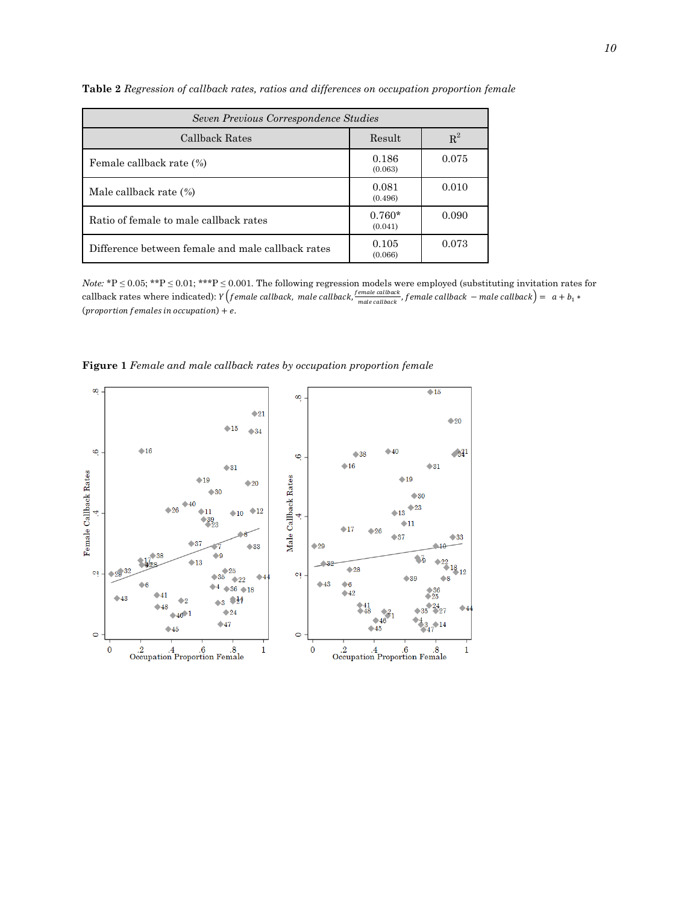**Table 2** *Regression of callback rates, ratios and differences on occupation proportion female*

| *Seven Previous Correspondence Studies* | | |
|---|---|---|
| Callback Rates | Result | $R^2$ |
| Female callback rate (%) | 0.186 (0.063) | 0.075 |
| Male callback rate (%) | 0.081 (0.496) | 0.010 |
| Ratio of female to male callback rates | 0.760* (0.041) | 0.090 |
| Difference between female and male callback rates | 0.105 (0.066) | 0.073 |

*Note:* *P ≤ 0.05; **P ≤ 0.01; ***P ≤ 0.001. The following regression models were employed (substituting invitation rates for callback rates where indicated): $Y\left(female\ callback,\ male\ callback, \frac{female\ callback}{male\ callback}, female\ callback\ - male\ callback\right) = \ a + b_1 * (proportion\ females\ in\ occupation) + e.$

**Figure 1** *Female and male callback rates by occupation proportion female*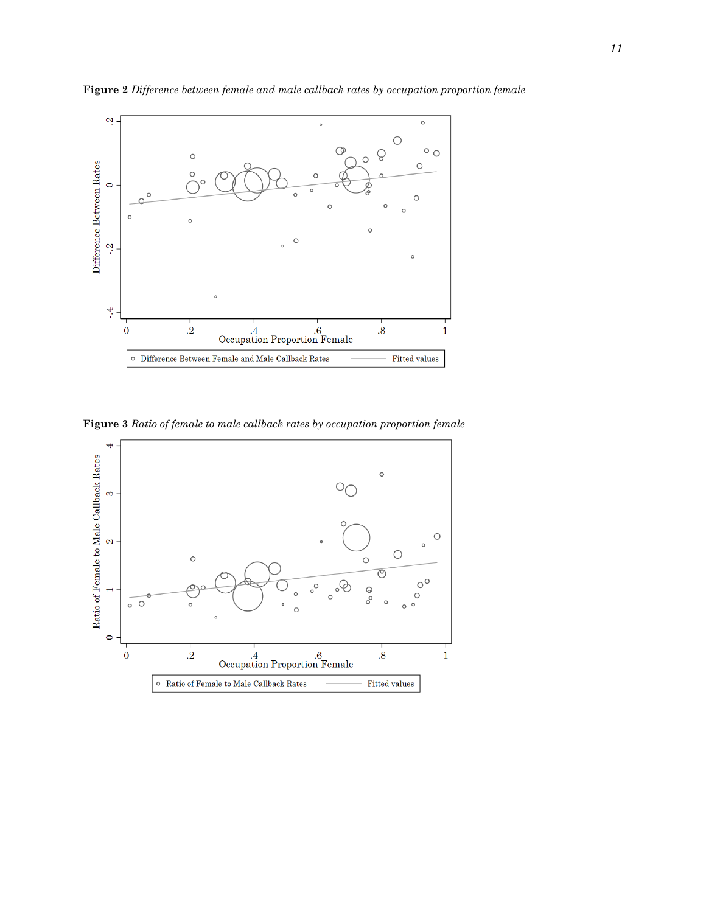**Figure 2** *Difference between female and male callback rates by occupation proportion female*

Difference Between Rates

.2
0
-.2
-.4

0 .2 .4 .6 .8 1

Occupation Proportion Female

Difference Between Female and Male Callback Rates — Fitted values

**Figure 3** *Ratio of female to male callback rates by occupation proportion female*

Ratio of Female to Male Callback Rates

4
3
2
1
0

0 .2 .4 .6 .8 1

Occupation Proportion Female

Ratio of Female to Male Callback Rates — Fitted values